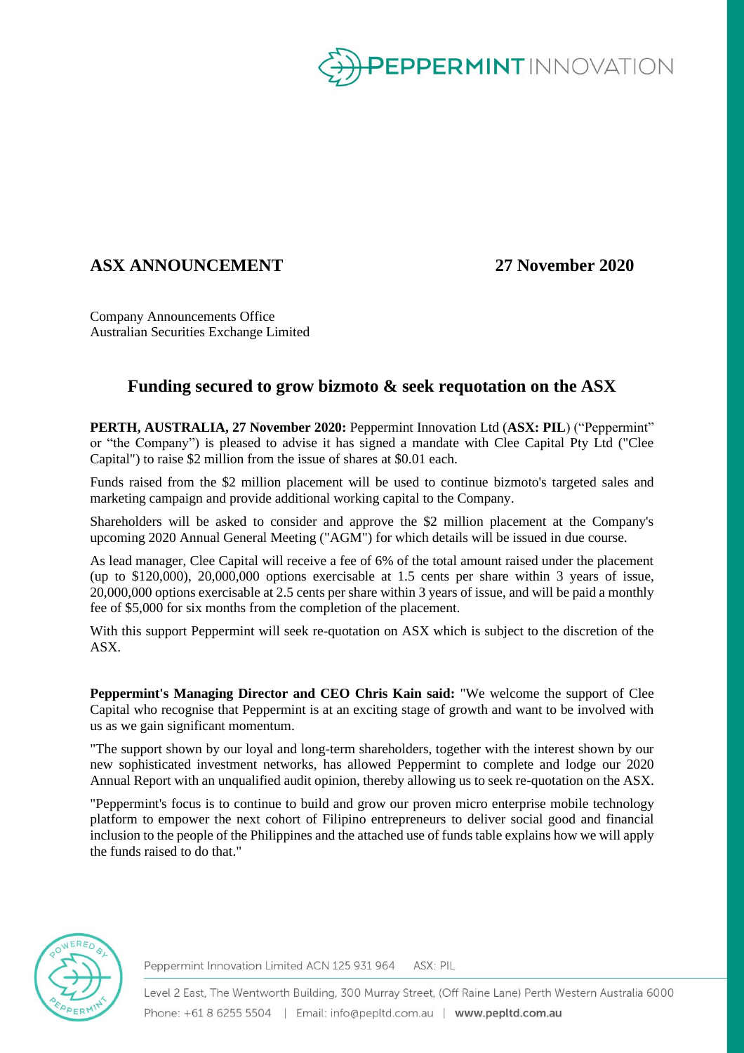# ASX ANNOUNCEMENT

**27 November 2020**

Company Announcements Office
Australian Securities Exchange Limited

## Funding secured to grow bizmoto & seek requotation on the ASX

**PERTH, AUSTRALIA, 27 November 2020:** Peppermint Innovation Ltd (**ASX: PIL**) ("Peppermint" or "the Company") is pleased to advise it has signed a mandate with Clee Capital Pty Ltd ("Clee Capital") to raise $2 million from the issue of shares at $0.01 each.

Funds raised from the $2 million placement will be used to continue bizmoto's targeted sales and marketing campaign and provide additional working capital to the Company.

Shareholders will be asked to consider and approve the $2 million placement at the Company's upcoming 2020 Annual General Meeting ("AGM") for which details will be issued in due course.

As lead manager, Clee Capital will receive a fee of 6% of the total amount raised under the placement (up to $120,000), 20,000,000 options exercisable at 1.5 cents per share within 3 years of issue, 20,000,000 options exercisable at 2.5 cents per share within 3 years of issue, and will be paid a monthly fee of $5,000 for six months from the completion of the placement.

With this support Peppermint will seek re-quotation on ASX which is subject to the discretion of the ASX.

**Peppermint's Managing Director and CEO Chris Kain said:** "We welcome the support of Clee Capital who recognise that Peppermint is at an exciting stage of growth and want to be involved with us as we gain significant momentum.

"The support shown by our loyal and long-term shareholders, together with the interest shown by our new sophisticated investment networks, has allowed Peppermint to complete and lodge our 2020 Annual Report with an unqualified audit opinion, thereby allowing us to seek re-quotation on the ASX.

"Peppermint's focus is to continue to build and grow our proven micro enterprise mobile technology platform to empower the next cohort of Filipino entrepreneurs to deliver social good and financial inclusion to the people of the Philippines and the attached use of funds table explains how we will apply the funds raised to do that."

Peppermint Innovation Limited ACN 125 931 964 ASX: PIL

Level 2 East, The Wentworth Building, 300 Murray Street, (Off Raine Lane) Perth Western Australia 6000
Phone: +61 8 6255 5504 | Email: info@pepltd.com.au | **www.pepltd.com.au**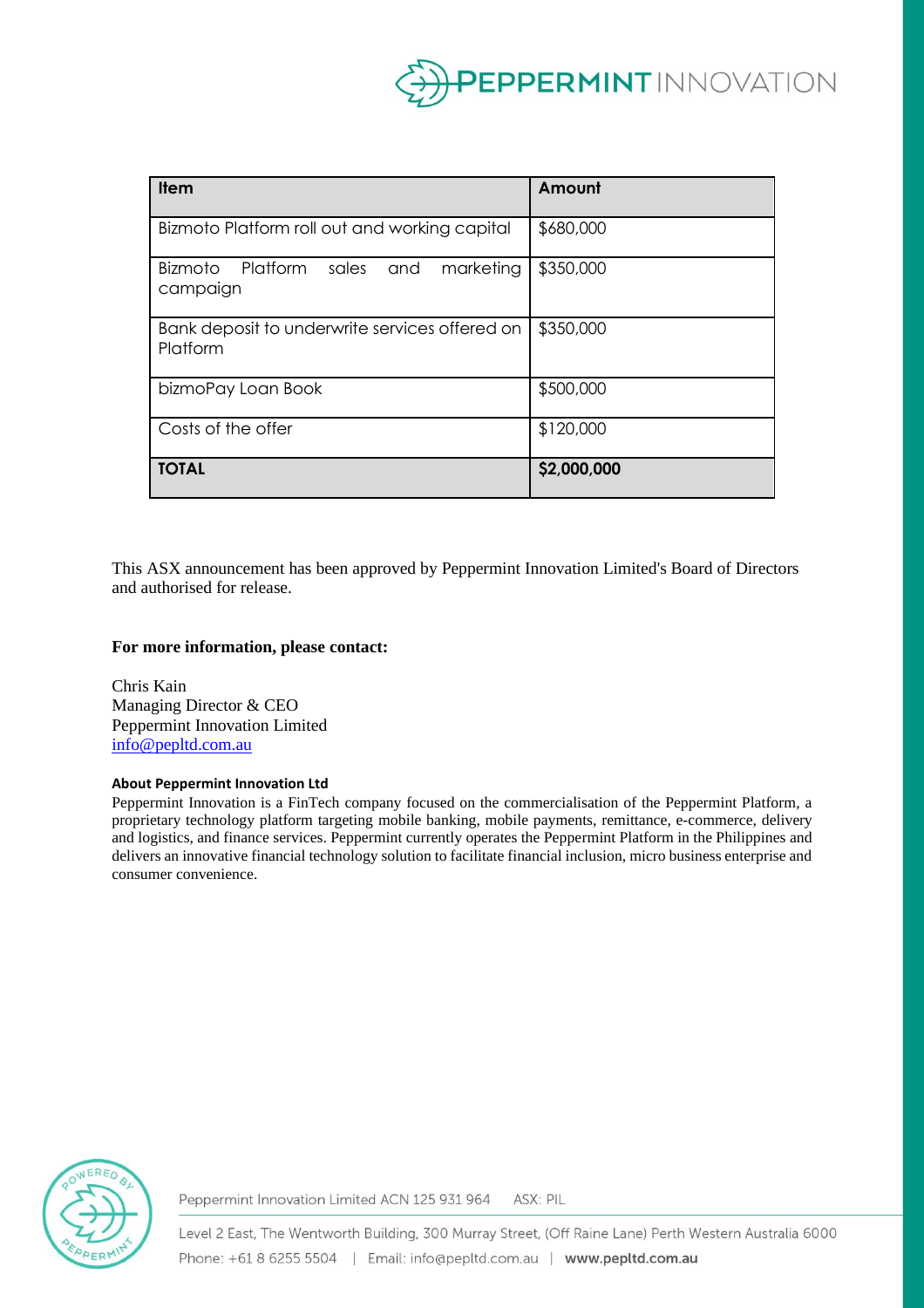| Item | Amount |
|---|---|
| Bizmoto Platform roll out and working capital | $680,000 |
| Bizmoto Platform sales and marketing campaign | $350,000 |
| Bank deposit to underwrite services offered on Platform | $350,000 |
| bizmoPay Loan Book | $500,000 |
| Costs of the offer | $120,000 |
| **TOTAL** | **$2,000,000** |

This ASX announcement has been approved by Peppermint Innovation Limited's Board of Directors and authorised for release.

**For more information, please contact:**

Chris Kain
Managing Director & CEO
Peppermint Innovation Limited
info@pepltd.com.au

**About Peppermint Innovation Ltd**

Peppermint Innovation is a FinTech company focused on the commercialisation of the Peppermint Platform, a proprietary technology platform targeting mobile banking, mobile payments, remittance, e-commerce, delivery and logistics, and finance services. Peppermint currently operates the Peppermint Platform in the Philippines and delivers an innovative financial technology solution to facilitate financial inclusion, micro business enterprise and consumer convenience.